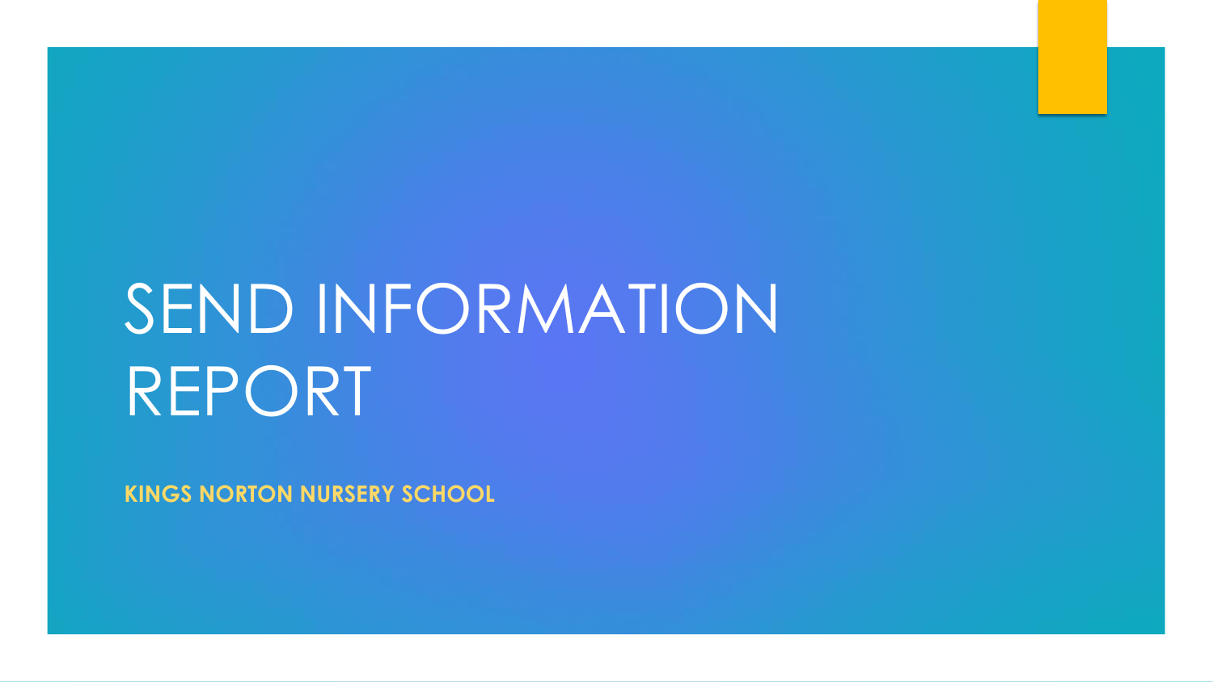# SEND INFORMATION REPORT

**KINGS NORTON NURSERY SCHOOL**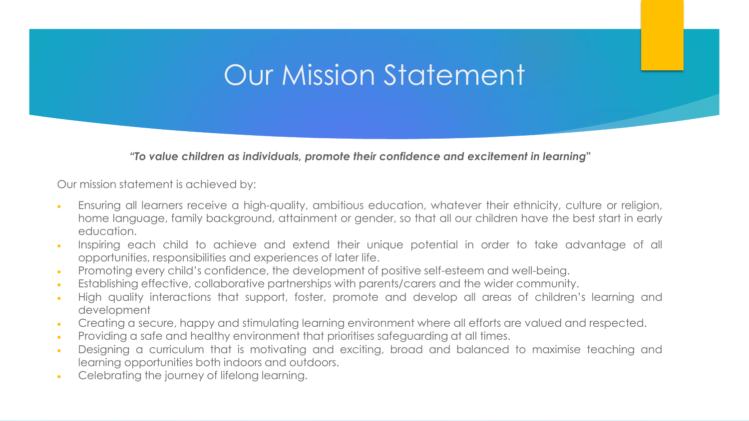# Our Mission Statement

***"To value children as individuals, promote their confidence and excitement in learning"***

Our mission statement is achieved by:

- Ensuring all learners receive a high-quality, ambitious education, whatever their ethnicity, culture or religion, home language, family background, attainment or gender, so that all our children have the best start in early education.
- Inspiring each child to achieve and extend their unique potential in order to take advantage of all opportunities, responsibilities and experiences of later life.
- Promoting every child's confidence, the development of positive self-esteem and well-being.
- Establishing effective, collaborative partnerships with parents/carers and the wider community.
- High quality interactions that support, foster, promote and develop all areas of children's learning and development
- Creating a secure, happy and stimulating learning environment where all efforts are valued and respected.
- Providing a safe and healthy environment that prioritises safeguarding at all times.
- Designing a curriculum that is motivating and exciting, broad and balanced to maximise teaching and learning opportunities both indoors and outdoors.
- Celebrating the journey of lifelong learning.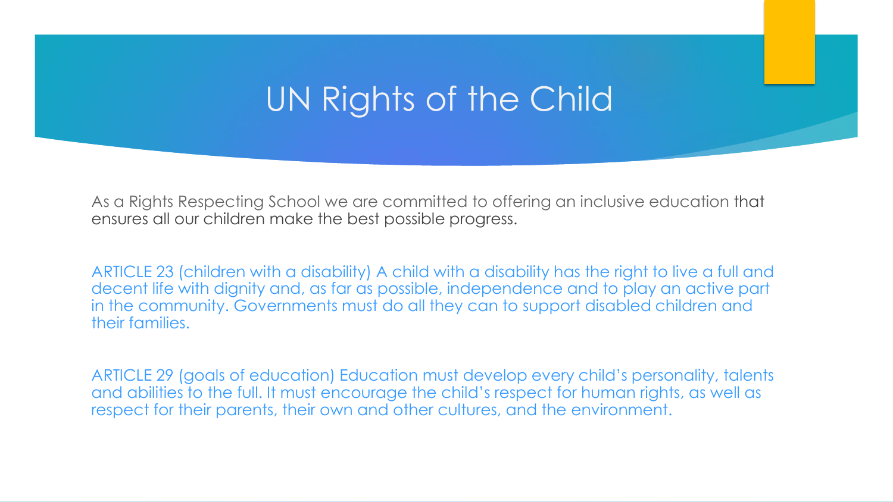# UN Rights of the Child

As a Rights Respecting School we are committed to offering an inclusive education that ensures all our children make the best possible progress.

ARTICLE 23 (children with a disability) A child with a disability has the right to live a full and decent life with dignity and, as far as possible, independence and to play an active part in the community. Governments must do all they can to support disabled children and their families.

ARTICLE 29 (goals of education) Education must develop every child's personality, talents and abilities to the full. It must encourage the child's respect for human rights, as well as respect for their parents, their own and other cultures, and the environment.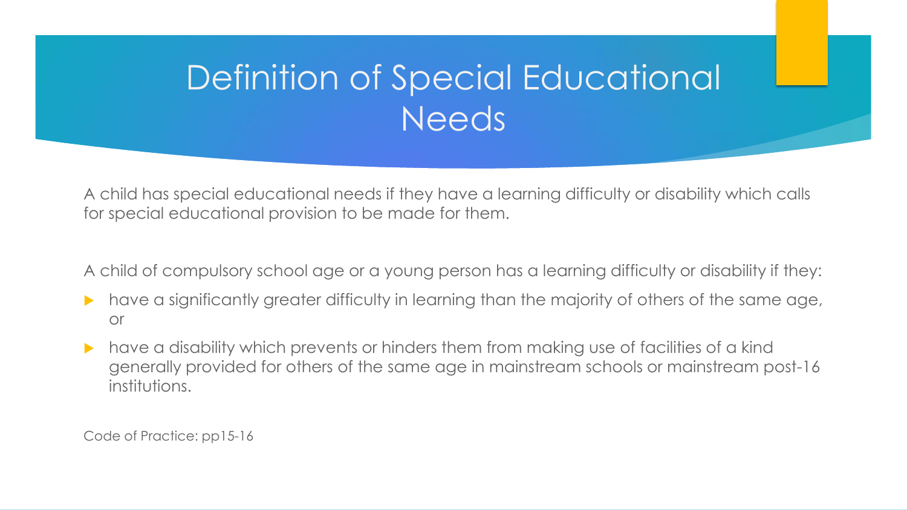# Definition of Special Educational Needs

A child has special educational needs if they have a learning difficulty or disability which calls for special educational provision to be made for them.

A child of compulsory school age or a young person has a learning difficulty or disability if they:

- have a significantly greater difficulty in learning than the majority of others of the same age, or
- have a disability which prevents or hinders them from making use of facilities of a kind generally provided for others of the same age in mainstream schools or mainstream post-16 institutions.

Code of Practice: pp15-16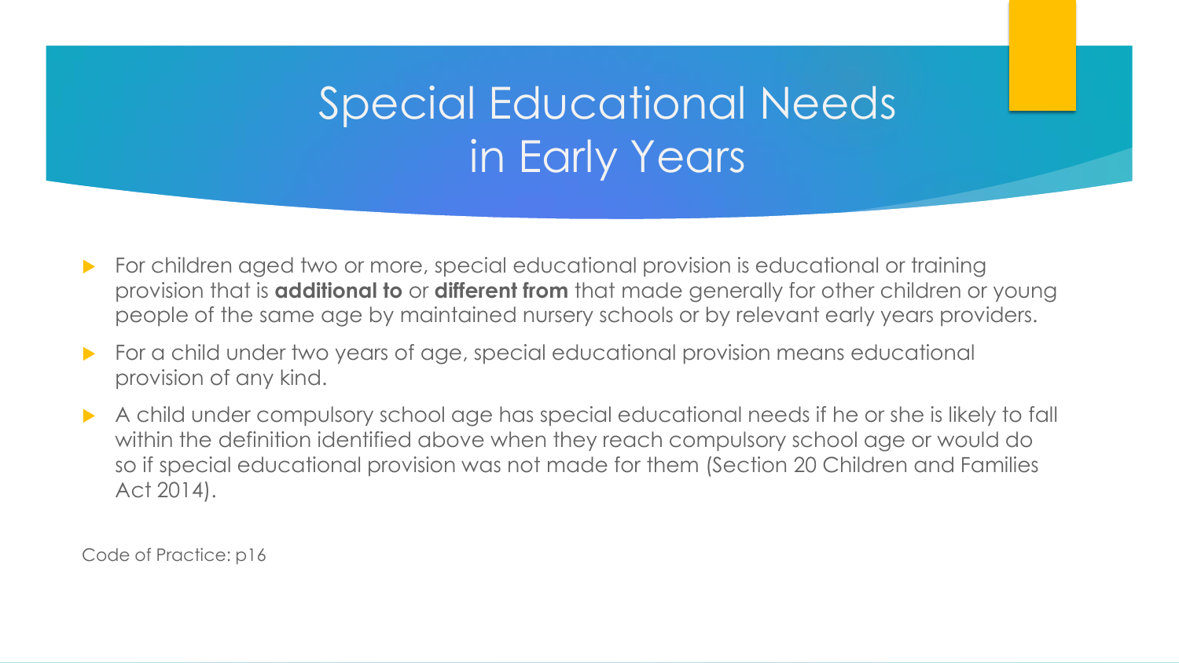# Special Educational Needs in Early Years

- For children aged two or more, special educational provision is educational or training provision that is **additional to** or **different from** that made generally for other children or young people of the same age by maintained nursery schools or by relevant early years providers.
- For a child under two years of age, special educational provision means educational provision of any kind.
- A child under compulsory school age has special educational needs if he or she is likely to fall within the definition identified above when they reach compulsory school age or would do so if special educational provision was not made for them (Section 20 Children and Families Act 2014).

Code of Practice: p16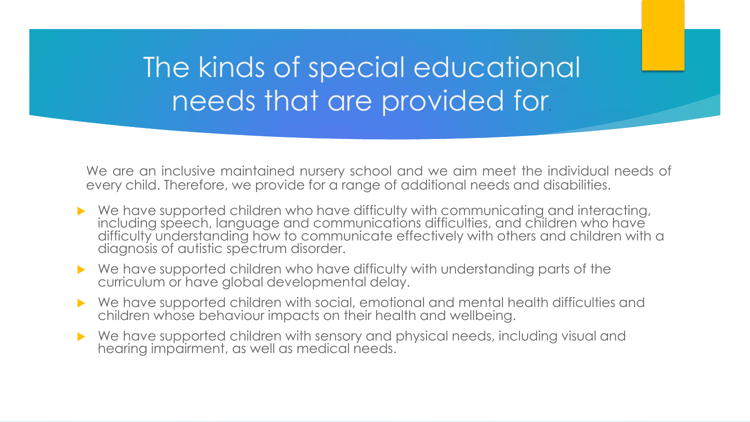# The kinds of special educational needs that are provided for.

We are an inclusive maintained nursery school and we aim meet the individual needs of every child. Therefore, we provide for a range of additional needs and disabilities.

- We have supported children who have difficulty with communicating and interacting, including speech, language and communications difficulties, and children who have difficulty understanding how to communicate effectively with others and children with a diagnosis of autistic spectrum disorder.
- We have supported children who have difficulty with understanding parts of the curriculum or have global developmental delay.
- We have supported children with social, emotional and mental health difficulties and children whose behaviour impacts on their health and wellbeing.
- We have supported children with sensory and physical needs, including visual and hearing impairment, as well as medical needs.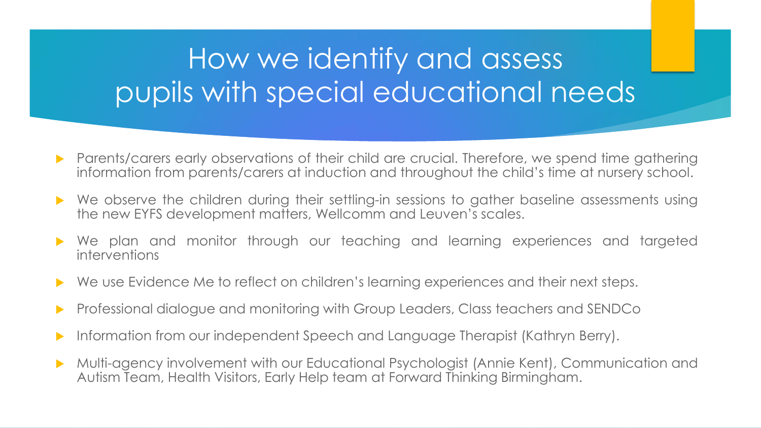# How we identify and assess pupils with special educational needs

- Parents/carers early observations of their child are crucial. Therefore, we spend time gathering information from parents/carers at induction and throughout the child's time at nursery school.
- We observe the children during their settling-in sessions to gather baseline assessments using the new EYFS development matters, Wellcomm and Leuven's scales.
- We plan and monitor through our teaching and learning experiences and targeted interventions
- We use Evidence Me to reflect on children's learning experiences and their next steps.
- Professional dialogue and monitoring with Group Leaders, Class teachers and SENDCo
- Information from our independent Speech and Language Therapist (Kathryn Berry).
- Multi-agency involvement with our Educational Psychologist (Annie Kent), Communication and Autism Team, Health Visitors, Early Help team at Forward Thinking Birmingham.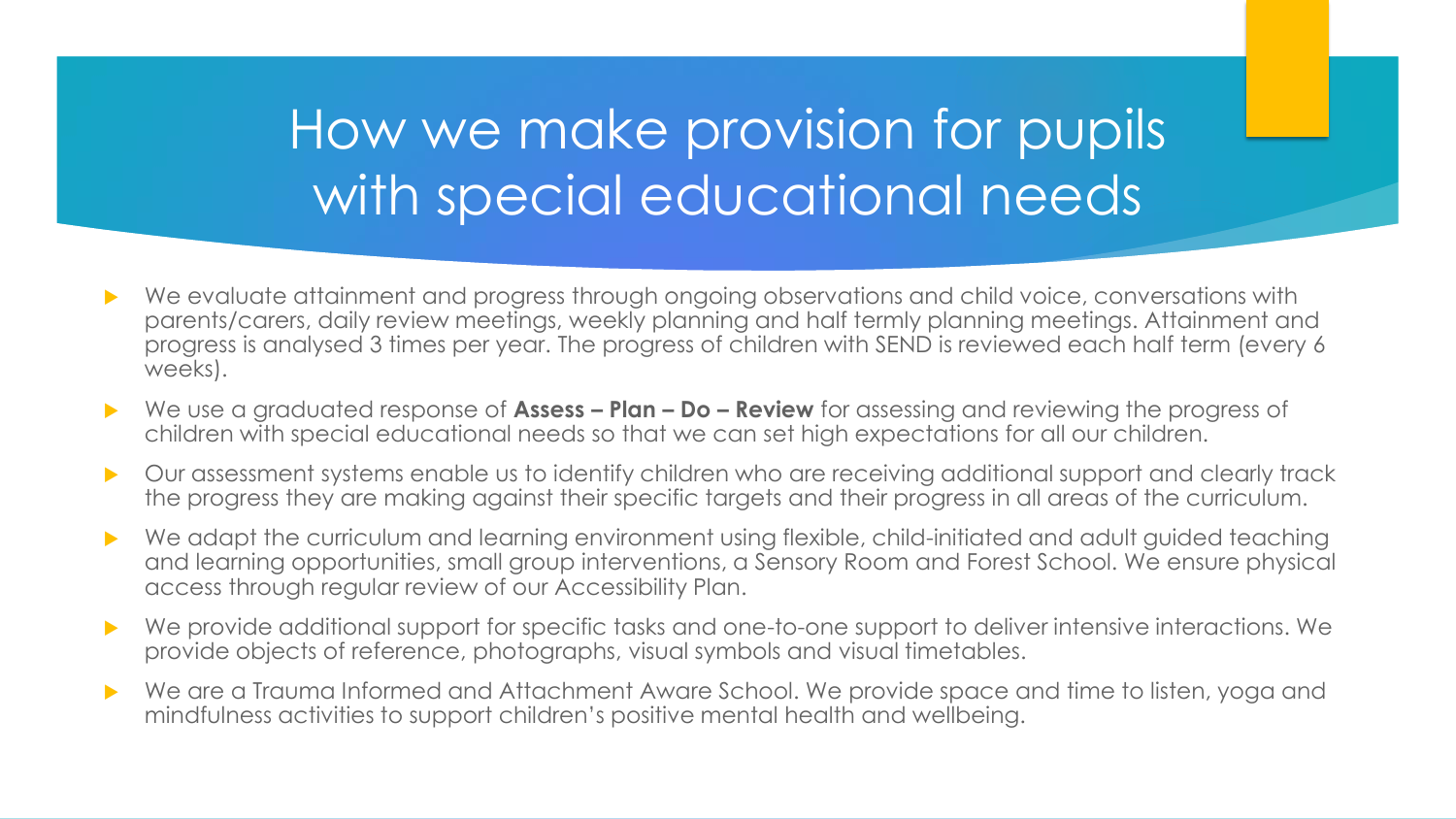# How we make provision for pupils with special educational needs

- We evaluate attainment and progress through ongoing observations and child voice, conversations with parents/carers, daily review meetings, weekly planning and half termly planning meetings. Attainment and progress is analysed 3 times per year. The progress of children with SEND is reviewed each half term (every 6 weeks).
- We use a graduated response of **Assess – Plan – Do – Review** for assessing and reviewing the progress of children with special educational needs so that we can set high expectations for all our children.
- Our assessment systems enable us to identify children who are receiving additional support and clearly track the progress they are making against their specific targets and their progress in all areas of the curriculum.
- We adapt the curriculum and learning environment using flexible, child-initiated and adult guided teaching and learning opportunities, small group interventions, a Sensory Room and Forest School. We ensure physical access through regular review of our Accessibility Plan.
- We provide additional support for specific tasks and one-to-one support to deliver intensive interactions. We provide objects of reference, photographs, visual symbols and visual timetables.
- We are a Trauma Informed and Attachment Aware School. We provide space and time to listen, yoga and mindfulness activities to support children's positive mental health and wellbeing.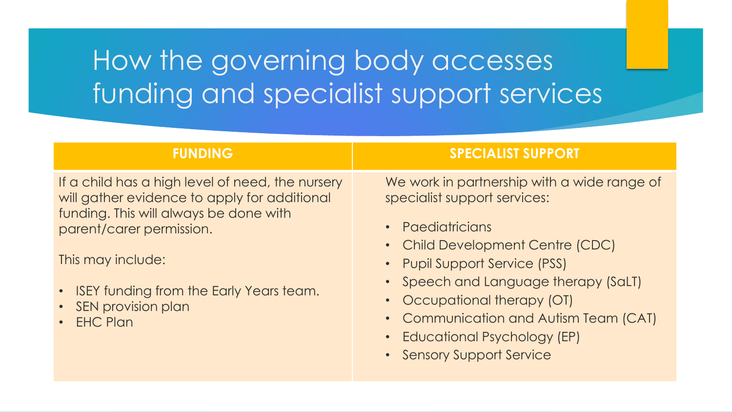# How the governing body accesses funding and specialist support services

| FUNDING | SPECIALIST SUPPORT |
| --- | --- |
| If a child has a high level of need, the nursery will gather evidence to apply for additional funding. This will always be done with parent/carer permission.<br><br>This may include:<br><br>• ISEY funding from the Early Years team.<br>• SEN provision plan<br>• EHC Plan | We work in partnership with a wide range of specialist support services:<br><br>• Paediatricians<br>• Child Development Centre (CDC)<br>• Pupil Support Service (PSS)<br>• Speech and Language therapy (SaLT)<br>• Occupational therapy (OT)<br>• Communication and Autism Team (CAT)<br>• Educational Psychology (EP)<br>• Sensory Support Service |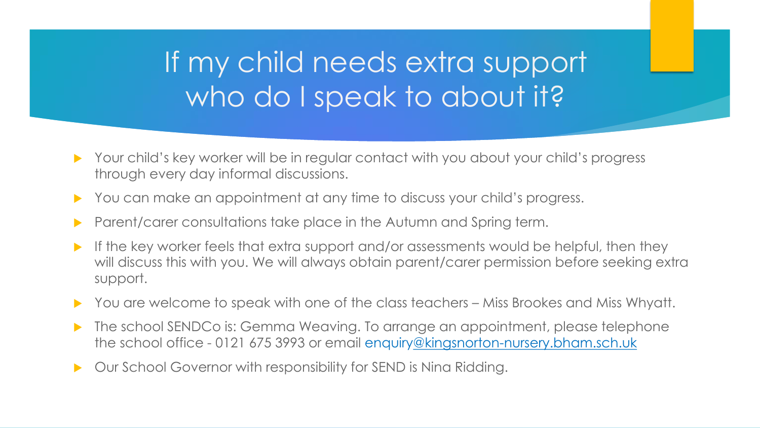# If my child needs extra support who do I speak to about it?

- Your child's key worker will be in regular contact with you about your child's progress through every day informal discussions.
- You can make an appointment at any time to discuss your child's progress.
- Parent/carer consultations take place in the Autumn and Spring term.
- If the key worker feels that extra support and/or assessments would be helpful, then they will discuss this with you. We will always obtain parent/carer permission before seeking extra support.
- You are welcome to speak with one of the class teachers – Miss Brookes and Miss Whyatt.
- The school SENDCo is: Gemma Weaving. To arrange an appointment, please telephone the school office - 0121 675 3993 or email enquiry@kingsnorton-nursery.bham.sch.uk
- Our School Governor with responsibility for SEND is Nina Ridding.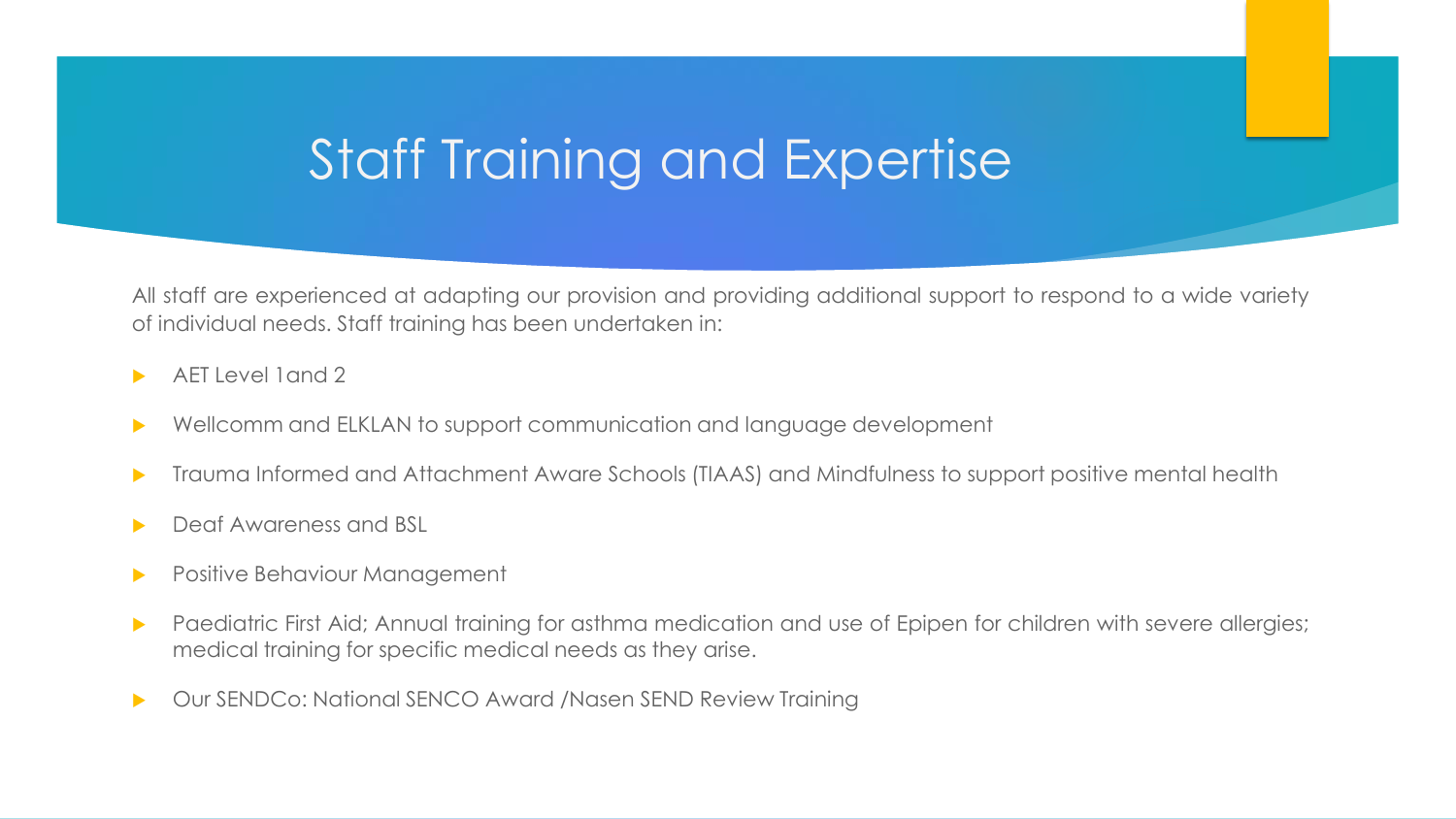# Staff Training and Expertise

All staff are experienced at adapting our provision and providing additional support to respond to a wide variety of individual needs. Staff training has been undertaken in:

- AET Level 1and 2
- Wellcomm and ELKLAN to support communication and language development
- Trauma Informed and Attachment Aware Schools (TIAAS) and Mindfulness to support positive mental health
- Deaf Awareness and BSL
- Positive Behaviour Management
- Paediatric First Aid; Annual training for asthma medication and use of Epipen for children with severe allergies; medical training for specific medical needs as they arise.
- Our SENDCo: National SENCO Award /Nasen SEND Review Training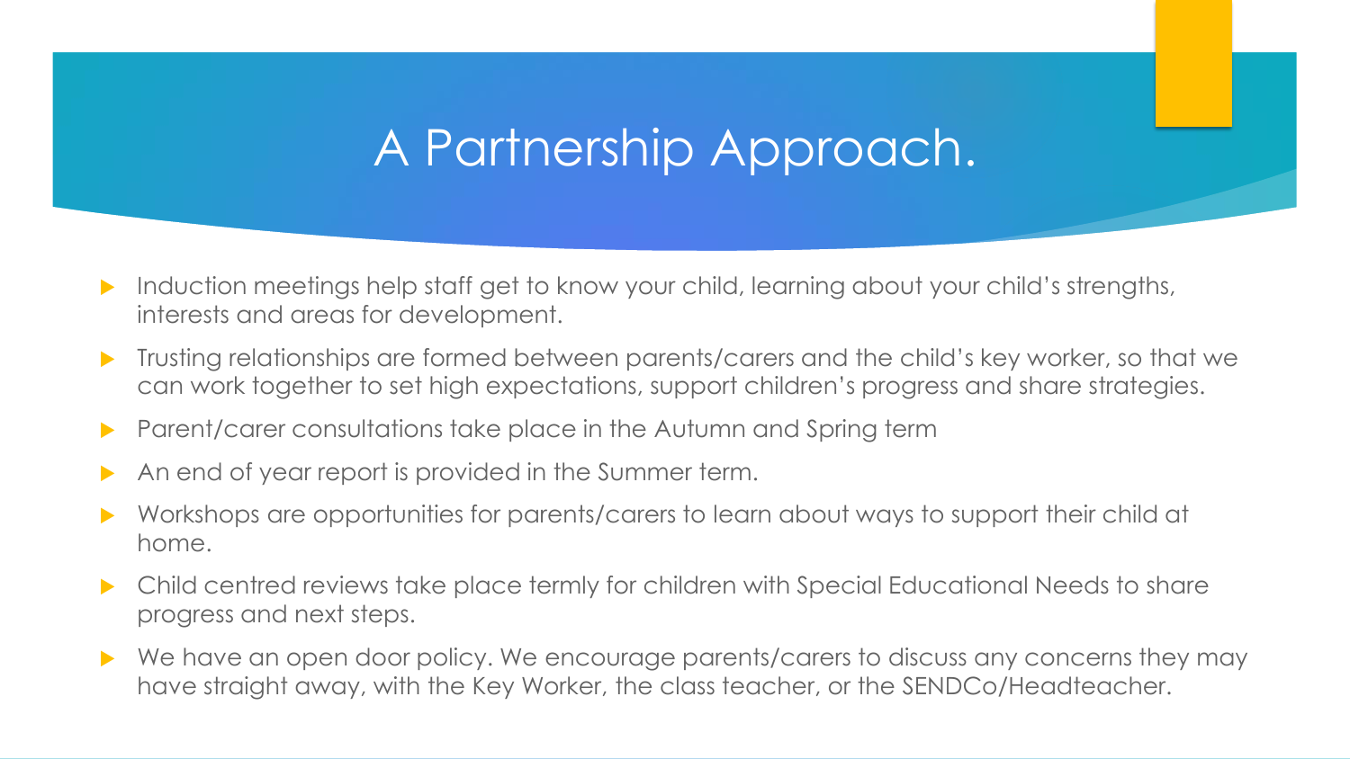# A Partnership Approach.

- Induction meetings help staff get to know your child, learning about your child's strengths, interests and areas for development.
- Trusting relationships are formed between parents/carers and the child's key worker, so that we can work together to set high expectations, support children's progress and share strategies.
- Parent/carer consultations take place in the Autumn and Spring term
- An end of year report is provided in the Summer term.
- Workshops are opportunities for parents/carers to learn about ways to support their child at home.
- Child centred reviews take place termly for children with Special Educational Needs to share progress and next steps.
- We have an open door policy. We encourage parents/carers to discuss any concerns they may have straight away, with the Key Worker, the class teacher, or the SENDCo/Headteacher.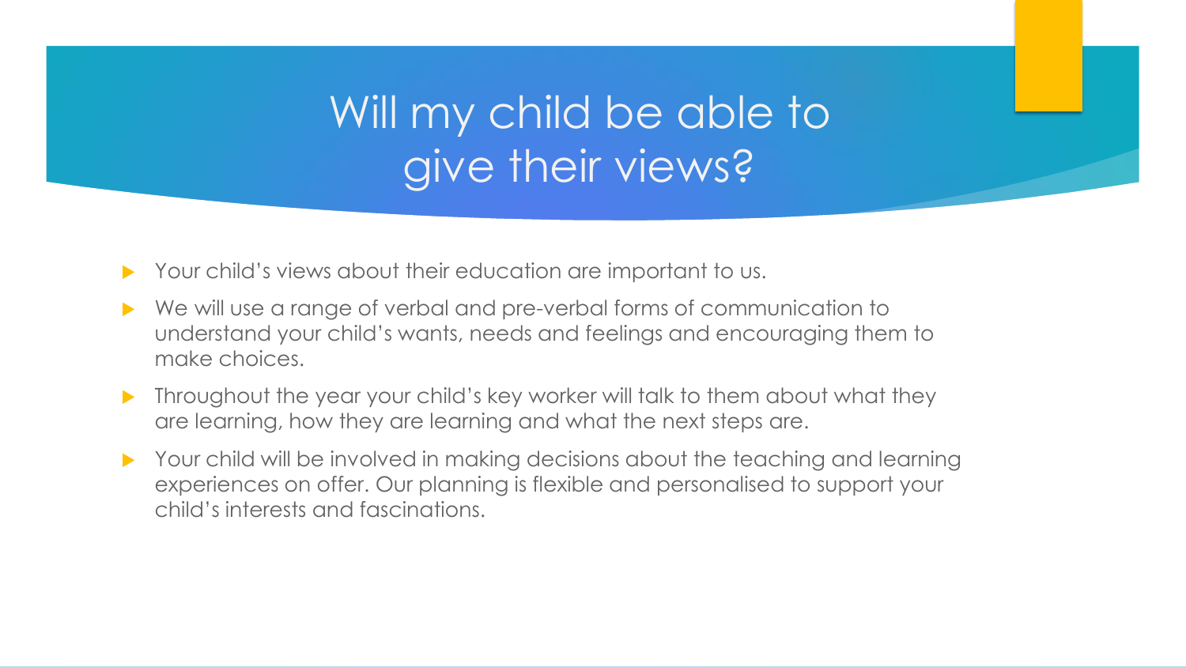# Will my child be able to give their views?

- Your child's views about their education are important to us.
- We will use a range of verbal and pre-verbal forms of communication to understand your child's wants, needs and feelings and encouraging them to make choices.
- Throughout the year your child's key worker will talk to them about what they are learning, how they are learning and what the next steps are.
- Your child will be involved in making decisions about the teaching and learning experiences on offer. Our planning is flexible and personalised to support your child's interests and fascinations.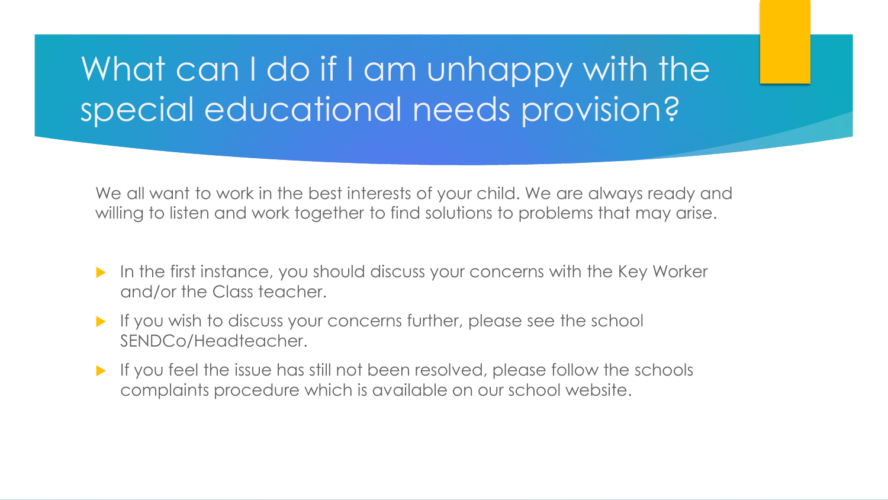# What can I do if I am unhappy with the special educational needs provision?

We all want to work in the best interests of your child. We are always ready and willing to listen and work together to find solutions to problems that may arise.

- In the first instance, you should discuss your concerns with the Key Worker and/or the Class teacher.
- If you wish to discuss your concerns further, please see the school SENDCo/Headteacher.
- If you feel the issue has still not been resolved, please follow the schools complaints procedure which is available on our school website.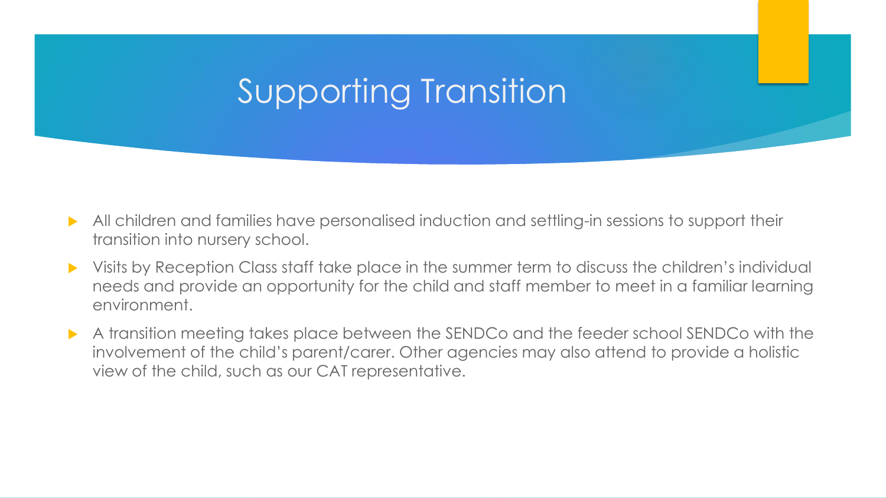# Supporting Transition

- All children and families have personalised induction and settling-in sessions to support their transition into nursery school.
- Visits by Reception Class staff take place in the summer term to discuss the children's individual needs and provide an opportunity for the child and staff member to meet in a familiar learning environment.
- A transition meeting takes place between the SENDCo and the feeder school SENDCo with the involvement of the child's parent/carer. Other agencies may also attend to provide a holistic view of the child, such as our CAT representative.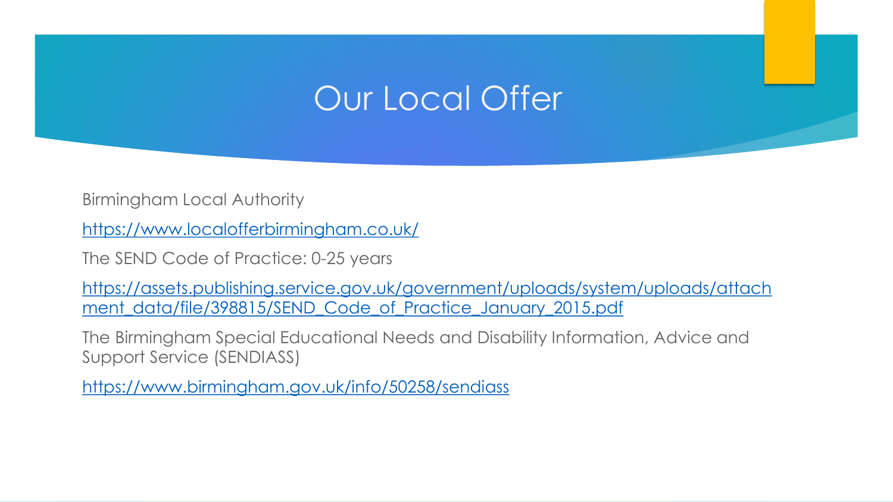# Our Local Offer

Birmingham Local Authority

https://www.localofferbirmingham.co.uk/

The SEND Code of Practice: 0-25 years

https://assets.publishing.service.gov.uk/government/uploads/system/uploads/attachment_data/file/398815/SEND_Code_of_Practice_January_2015.pdf

The Birmingham Special Educational Needs and Disability Information, Advice and Support Service (SENDIASS)

https://www.birmingham.gov.uk/info/50258/sendiass